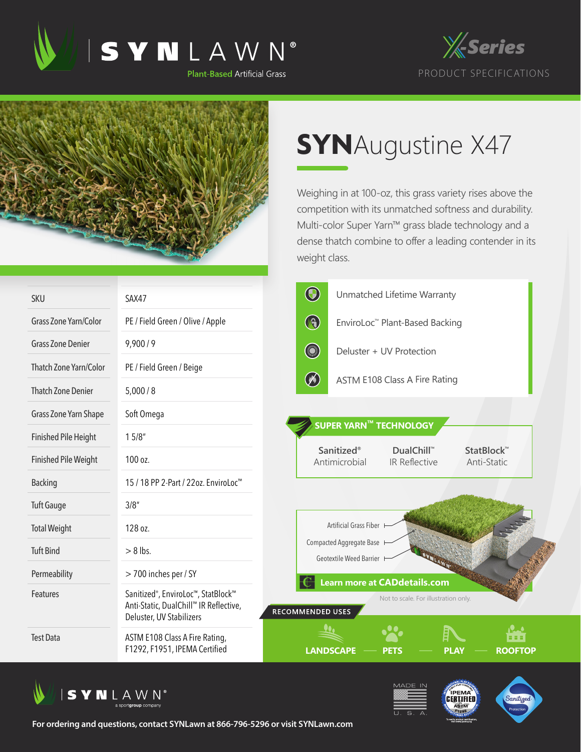SYNLAWN®
Plant-Based Artificial Grass

X-Series
PRODUCT SPECIFICATIONS

# SYNAugustine X47

Weighing in at 100-oz, this grass variety rises above the competition with its unmatched softness and durability. Multi-color Super Yarn™ grass blade technology and a dense thatch combine to offer a leading contender in its weight class.

| | |
|---|---|
| SKU | SAX47 |
| Grass Zone Yarn/Color | PE / Field Green / Olive / Apple |
| Grass Zone Denier | 9,900 / 9 |
| Thatch Zone Yarn/Color | PE / Field Green / Beige |
| Thatch Zone Denier | 5,000 / 8 |
| Grass Zone Yarn Shape | Soft Omega |
| Finished Pile Height | 1 5/8" |
| Finished Pile Weight | 100 oz. |
| Backing | 15 / 18 PP 2-Part / 22oz. EnviroLoc™ |
| Tuft Gauge | 3/8" |
| Total Weight | 128 oz. |
| Tuft Bind | > 8 lbs. |
| Permeability | > 700 inches per / SY |
| Features | Sanitized®, EnviroLoc™, StatBlock™ Anti-Static, DualChill™ IR Reflective, Deluster, UV Stabilizers |
| Test Data | ASTM E108 Class A Fire Rating, F1292, F1951, IPEMA Certified |

- Unmatched Lifetime Warranty
- EnviroLoc™ Plant-Based Backing
- Deluster + UV Protection
- ASTM E108 Class A Fire Rating

## SUPER YARN™ TECHNOLOGY

| Sanitized® | DualChill™ | StatBlock™ |
|---|---|---|
| Antimicrobial | IR Reflective | Anti-Static |

Artificial Grass Fiber
Compacted Aggregate Base
Geotextile Weed Barrier

Learn more at CADdetails.com

Not to scale. For illustration only.

## RECOMMENDED USES

LANDSCAPE — PETS — PLAY — ROOFTOP

SYNLAWN® a sportgroup company

MADE IN U. S. A.

For ordering and questions, contact SYNLawn at 866-796-5296 or visit SYNLawn.com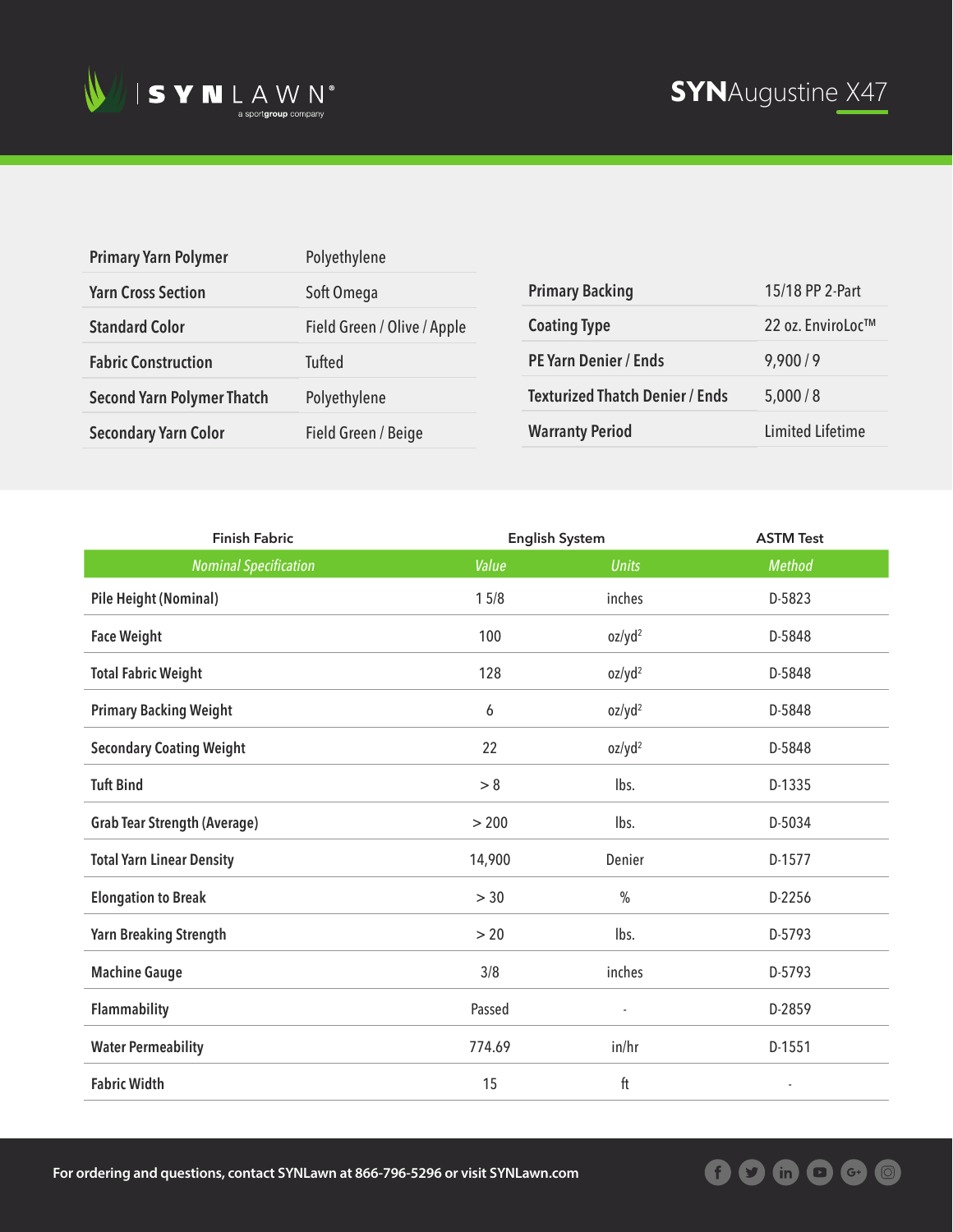SYNLAWN® a sportgroup company

# SYNAugustine X47

| | |
|---|---|
| Primary Yarn Polymer | Polyethylene |
| Yarn Cross Section | Soft Omega |
| Standard Color | Field Green / Olive / Apple |
| Fabric Construction | Tufted |
| Second Yarn Polymer Thatch | Polyethylene |
| Secondary Yarn Color | Field Green / Beige |

| | |
|---|---|
| Primary Backing | 15/18 PP 2-Part |
| Coating Type | 22 oz. EnviroLoc™ |
| PE Yarn Denier / Ends | 9,900 / 9 |
| Texturized Thatch Denier / Ends | 5,000 / 8 |
| Warranty Period | Limited Lifetime |

| Finish Fabric | English System | | ASTM Test |
|---|---|---|---|
| *Nominal Specification* | *Value* | *Units* | *Method* |
| Pile Height (Nominal) | 1 5/8 | inches | D-5823 |
| Face Weight | 100 | $oz/yd^2$ | D-5848 |
| Total Fabric Weight | 128 | $oz/yd^2$ | D-5848 |
| Primary Backing Weight | 6 | $oz/yd^2$ | D-5848 |
| Secondary Coating Weight | 22 | $oz/yd^2$ | D-5848 |
| Tuft Bind | > 8 | lbs. | D-1335 |
| Grab Tear Strength (Average) | > 200 | lbs. | D-5034 |
| Total Yarn Linear Density | 14,900 | Denier | D-1577 |
| Elongation to Break | > 30 | % | D-2256 |
| Yarn Breaking Strength | > 20 | lbs. | D-5793 |
| Machine Gauge | 3/8 | inches | D-5793 |
| Flammability | Passed | - | D-2859 |
| Water Permeability | 774.69 | in/hr | D-1551 |
| Fabric Width | 15 | ft | - |

**For ordering and questions, contact SYNLawn at 866-796-5296 or visit SYNLawn.com**